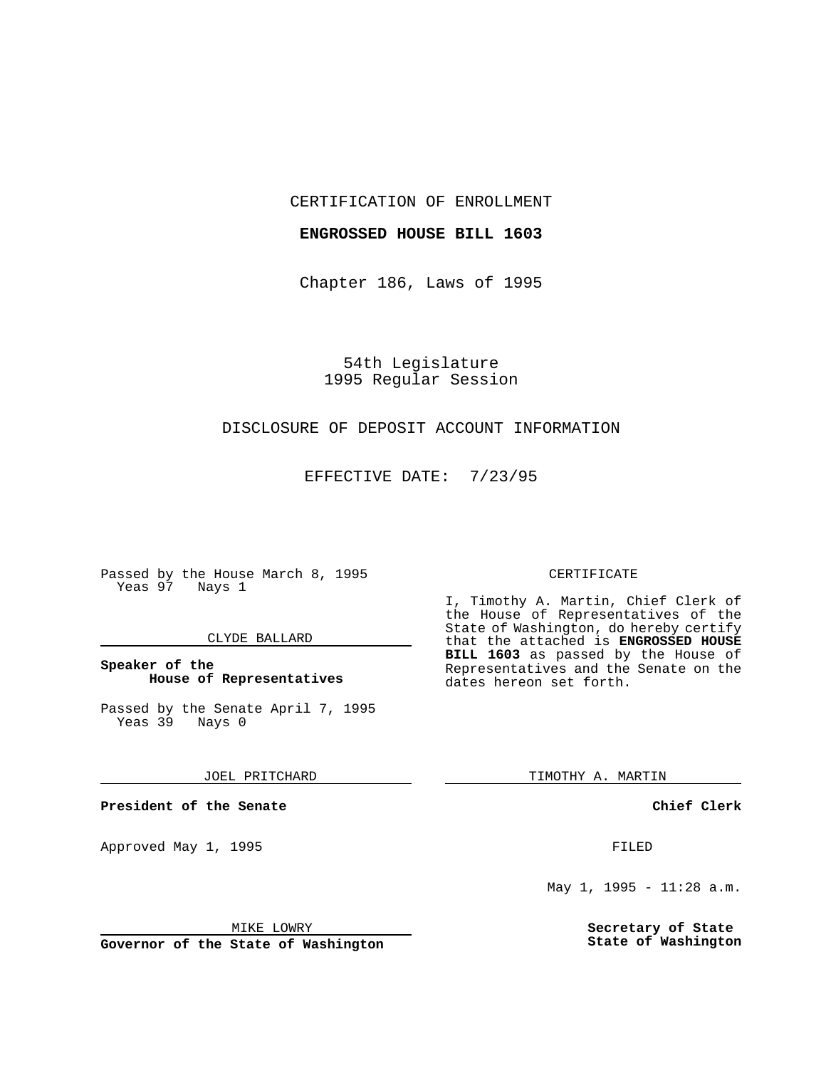CERTIFICATION OF ENROLLMENT

**ENGROSSED HOUSE BILL 1603**

Chapter 186, Laws of 1995

54th Legislature
1995 Regular Session

DISCLOSURE OF DEPOSIT ACCOUNT INFORMATION

EFFECTIVE DATE: 7/23/95

Passed by the House March 8, 1995
Yeas 97 Nays 1

CLYDE BALLARD

**Speaker of the House of Representatives**

Passed by the Senate April 7, 1995
Yeas 39 Nays 0

JOEL PRITCHARD

**President of the Senate**

Approved May 1, 1995

MIKE LOWRY

**Governor of the State of Washington**

CERTIFICATE

I, Timothy A. Martin, Chief Clerk of the House of Representatives of the State of Washington, do hereby certify that the attached is **ENGROSSED HOUSE BILL 1603** as passed by the House of Representatives and the Senate on the dates hereon set forth.

TIMOTHY A. MARTIN

**Chief Clerk**

FILED

May 1, 1995 - 11:28 a.m.

**Secretary of State**
**State of Washington**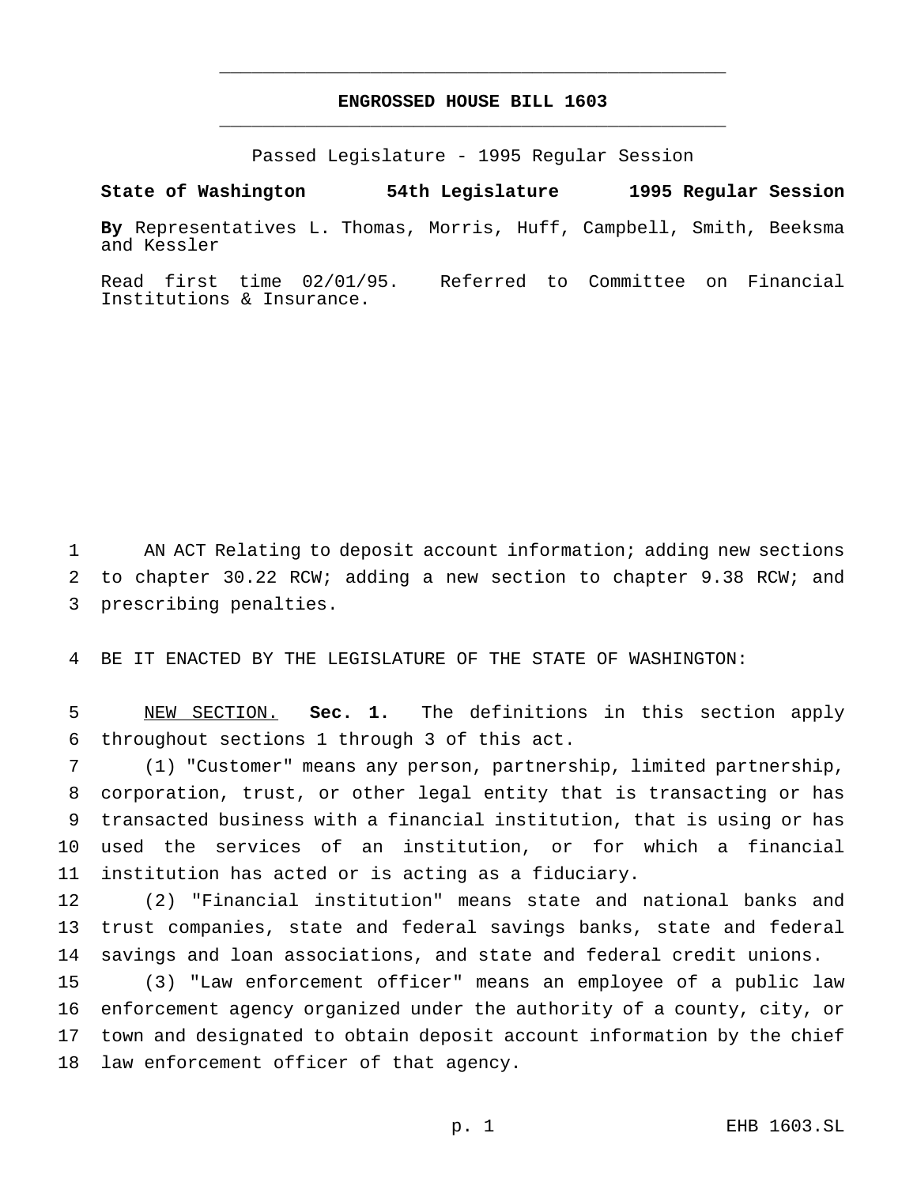# ENGROSSED HOUSE BILL 1603

Passed Legislature - 1995 Regular Session

**State of Washington 54th Legislature 1995 Regular Session**

**By** Representatives L. Thomas, Morris, Huff, Campbell, Smith, Beeksma and Kessler

Read first time 02/01/95. Referred to Committee on Financial Institutions & Insurance.

AN ACT Relating to deposit account information; adding new sections to chapter 30.22 RCW; adding a new section to chapter 9.38 RCW; and prescribing penalties.

BE IT ENACTED BY THE LEGISLATURE OF THE STATE OF WASHINGTON:

NEW SECTION. **Sec. 1.** The definitions in this section apply throughout sections 1 through 3 of this act.

(1) "Customer" means any person, partnership, limited partnership, corporation, trust, or other legal entity that is transacting or has transacted business with a financial institution, that is using or has used the services of an institution, or for which a financial institution has acted or is acting as a fiduciary.

(2) "Financial institution" means state and national banks and trust companies, state and federal savings banks, state and federal savings and loan associations, and state and federal credit unions.

(3) "Law enforcement officer" means an employee of a public law enforcement agency organized under the authority of a county, city, or town and designated to obtain deposit account information by the chief law enforcement officer of that agency.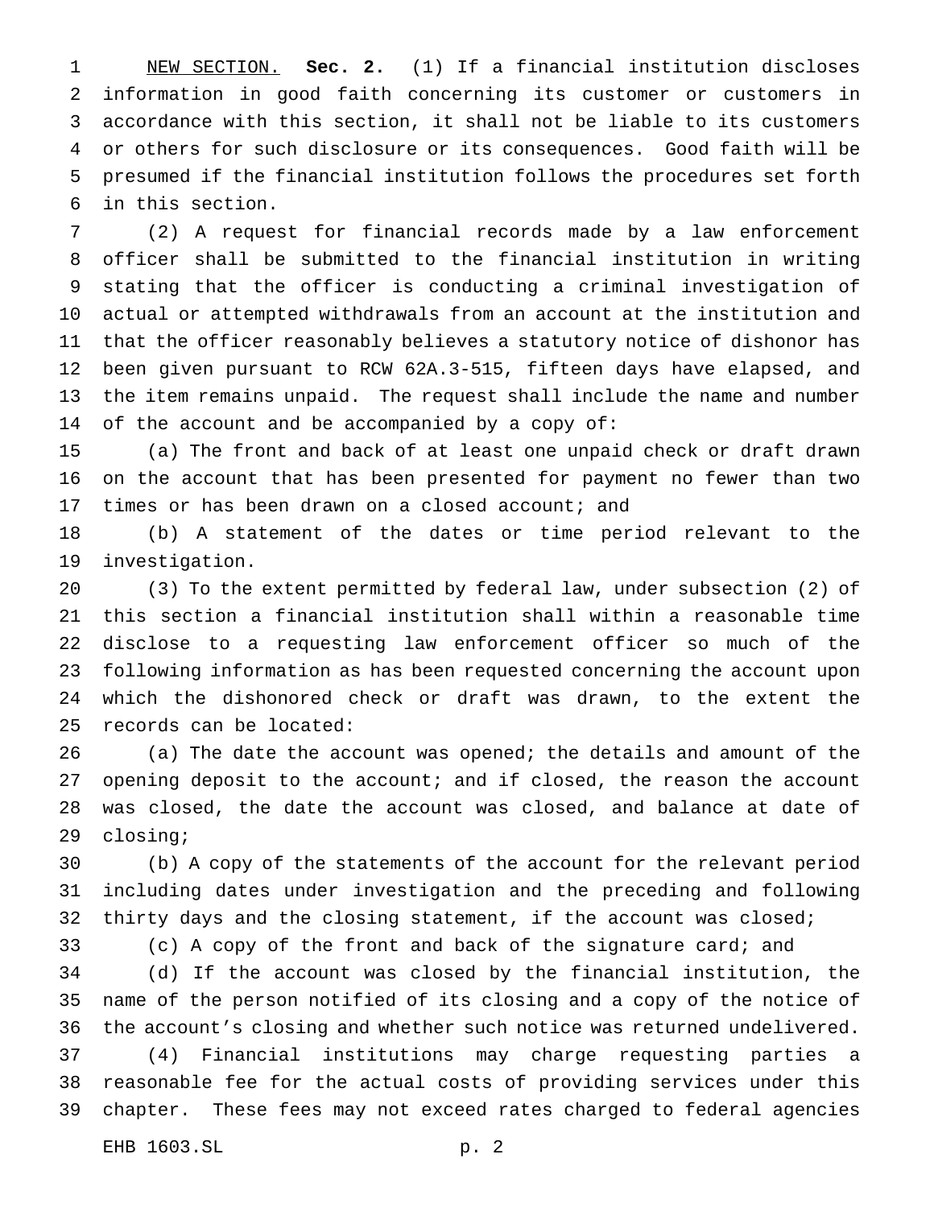NEW SECTION. **Sec. 2.** (1) If a financial institution discloses information in good faith concerning its customer or customers in accordance with this section, it shall not be liable to its customers or others for such disclosure or its consequences. Good faith will be presumed if the financial institution follows the procedures set forth in this section.

(2) A request for financial records made by a law enforcement officer shall be submitted to the financial institution in writing stating that the officer is conducting a criminal investigation of actual or attempted withdrawals from an account at the institution and that the officer reasonably believes a statutory notice of dishonor has been given pursuant to RCW 62A.3-515, fifteen days have elapsed, and the item remains unpaid. The request shall include the name and number of the account and be accompanied by a copy of:

(a) The front and back of at least one unpaid check or draft drawn on the account that has been presented for payment no fewer than two times or has been drawn on a closed account; and

(b) A statement of the dates or time period relevant to the investigation.

(3) To the extent permitted by federal law, under subsection (2) of this section a financial institution shall within a reasonable time disclose to a requesting law enforcement officer so much of the following information as has been requested concerning the account upon which the dishonored check or draft was drawn, to the extent the records can be located:

(a) The date the account was opened; the details and amount of the opening deposit to the account; and if closed, the reason the account was closed, the date the account was closed, and balance at date of closing;

(b) A copy of the statements of the account for the relevant period including dates under investigation and the preceding and following thirty days and the closing statement, if the account was closed;

(c) A copy of the front and back of the signature card; and

(d) If the account was closed by the financial institution, the name of the person notified of its closing and a copy of the notice of the account's closing and whether such notice was returned undelivered.

(4) Financial institutions may charge requesting parties a reasonable fee for the actual costs of providing services under this chapter. These fees may not exceed rates charged to federal agencies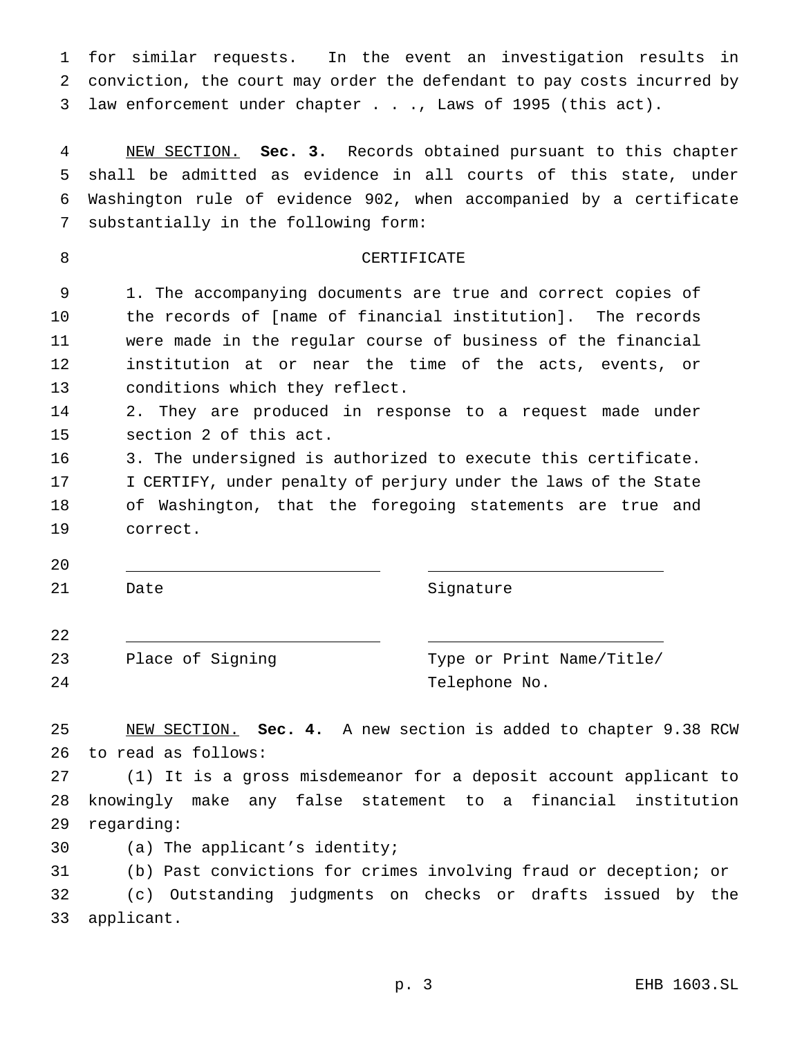for similar requests. In the event an investigation results in conviction, the court may order the defendant to pay costs incurred by law enforcement under chapter . . ., Laws of 1995 (this act).

NEW SECTION. **Sec. 3.** Records obtained pursuant to this chapter shall be admitted as evidence in all courts of this state, under Washington rule of evidence 902, when accompanied by a certificate substantially in the following form:

CERTIFICATE

1. The accompanying documents are true and correct copies of the records of [name of financial institution]. The records were made in the regular course of business of the financial institution at or near the time of the acts, events, or conditions which they reflect.
2. They are produced in response to a request made under section 2 of this act.
3. The undersigned is authorized to execute this certificate.

I CERTIFY, under penalty of perjury under the laws of the State of Washington, that the foregoing statements are true and correct.

| | |
|---|---|
| ______________________ | ______________________ |
| Date | Signature |
| ______________________ | ______________________ |
| Place of Signing | Type or Print Name/Title/ Telephone No. |

NEW SECTION. **Sec. 4.** A new section is added to chapter 9.38 RCW to read as follows:

(1) It is a gross misdemeanor for a deposit account applicant to knowingly make any false statement to a financial institution regarding:

(a) The applicant's identity;

(b) Past convictions for crimes involving fraud or deception; or

(c) Outstanding judgments on checks or drafts issued by the applicant.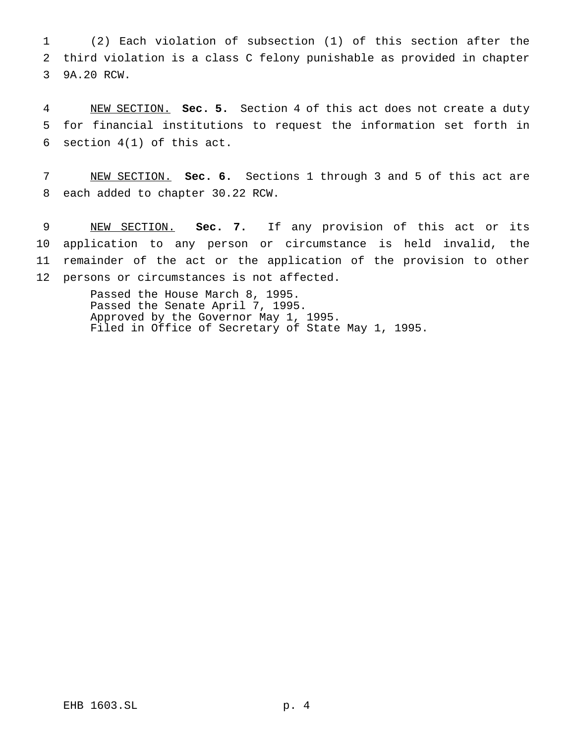(2) Each violation of subsection (1) of this section after the third violation is a class C felony punishable as provided in chapter 9A.20 RCW.

NEW SECTION. **Sec. 5.** Section 4 of this act does not create a duty for financial institutions to request the information set forth in section 4(1) of this act.

NEW SECTION. **Sec. 6.** Sections 1 through 3 and 5 of this act are each added to chapter 30.22 RCW.

NEW SECTION. **Sec. 7.** If any provision of this act or its application to any person or circumstance is held invalid, the remainder of the act or the application of the provision to other persons or circumstances is not affected.

Passed the House March 8, 1995.
Passed the Senate April 7, 1995.
Approved by the Governor May 1, 1995.
Filed in Office of Secretary of State May 1, 1995.